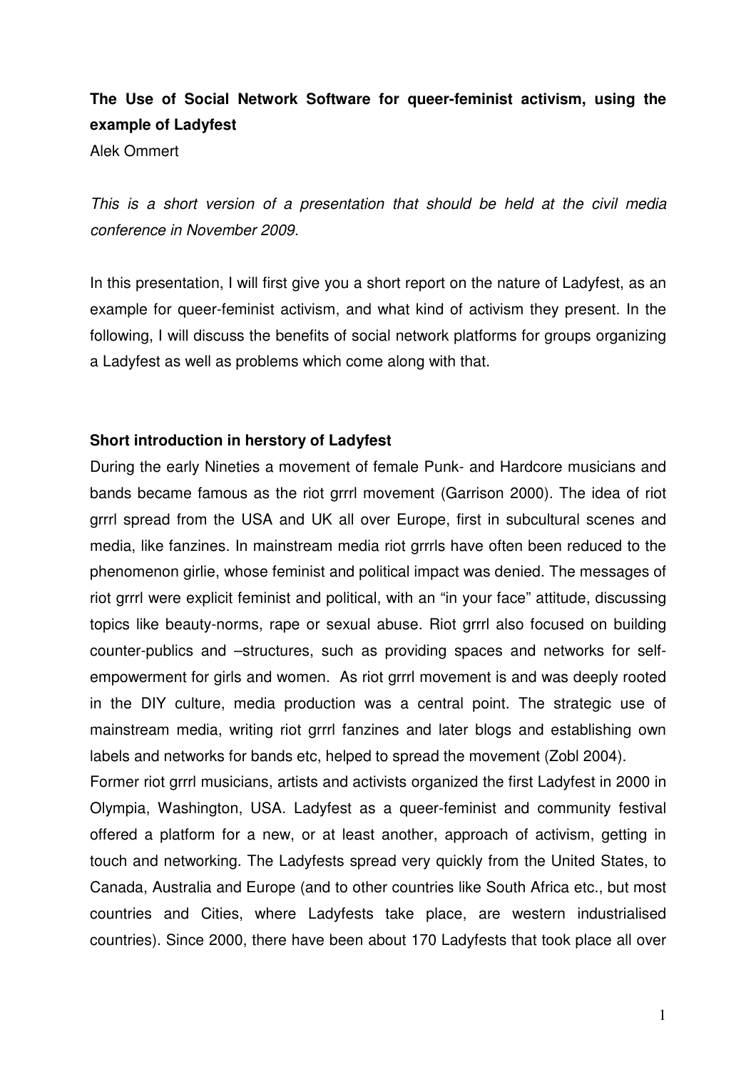**The Use of Social Network Software for queer-feminist activism, using the example of Ladyfest**

Alek Ommert

*This is a short version of a presentation that should be held at the civil media conference in November 2009.*

In this presentation, I will first give you a short report on the nature of Ladyfest, as an example for queer-feminist activism, and what kind of activism they present. In the following, I will discuss the benefits of social network platforms for groups organizing a Ladyfest as well as problems which come along with that.

## Short introduction in herstory of Ladyfest

During the early Nineties a movement of female Punk- and Hardcore musicians and bands became famous as the riot grrrl movement (Garrison 2000). The idea of riot grrrl spread from the USA and UK all over Europe, first in subcultural scenes and media, like fanzines. In mainstream media riot grrrls have often been reduced to the phenomenon girlie, whose feminist and political impact was denied. The messages of riot grrrl were explicit feminist and political, with an "in your face" attitude, discussing topics like beauty-norms, rape or sexual abuse. Riot grrrl also focused on building counter-publics and –structures, such as providing spaces and networks for self-empowerment for girls and women. As riot grrrl movement is and was deeply rooted in the DIY culture, media production was a central point. The strategic use of mainstream media, writing riot grrrl fanzines and later blogs and establishing own labels and networks for bands etc, helped to spread the movement (Zobl 2004).

Former riot grrrl musicians, artists and activists organized the first Ladyfest in 2000 in Olympia, Washington, USA. Ladyfest as a queer-feminist and community festival offered a platform for a new, or at least another, approach of activism, getting in touch and networking. The Ladyfests spread very quickly from the United States, to Canada, Australia and Europe (and to other countries like South Africa etc., but most countries and Cities, where Ladyfests take place, are western industrialised countries). Since 2000, there have been about 170 Ladyfests that took place all over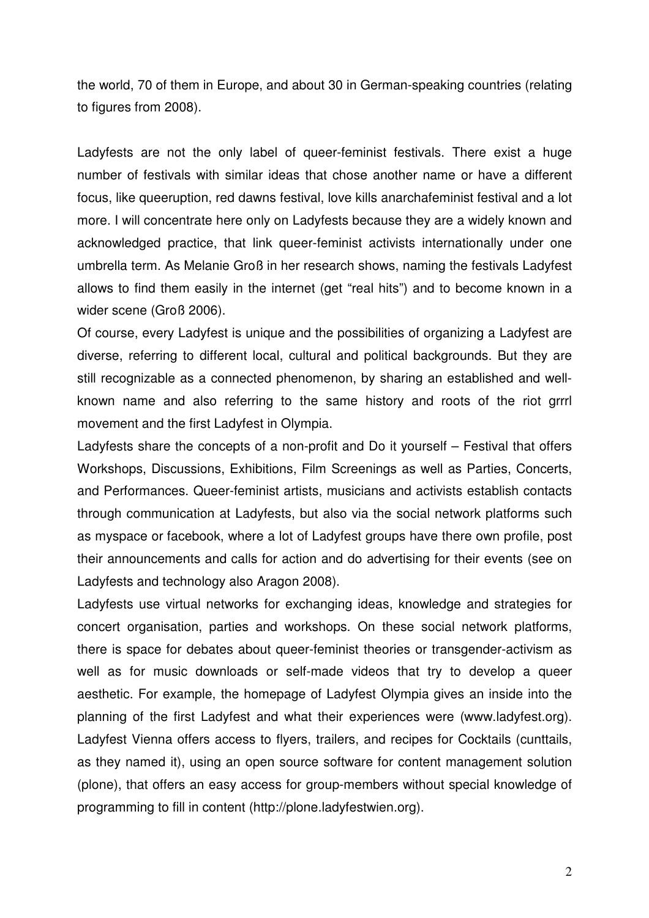the world, 70 of them in Europe, and about 30 in German-speaking countries (relating to figures from 2008).

Ladyfests are not the only label of queer-feminist festivals. There exist a huge number of festivals with similar ideas that chose another name or have a different focus, like queeruption, red dawns festival, love kills anarchafeminist festival and a lot more. I will concentrate here only on Ladyfests because they are a widely known and acknowledged practice, that link queer-feminist activists internationally under one umbrella term. As Melanie Groß in her research shows, naming the festivals Ladyfest allows to find them easily in the internet (get "real hits") and to become known in a wider scene (Groß 2006).

Of course, every Ladyfest is unique and the possibilities of organizing a Ladyfest are diverse, referring to different local, cultural and political backgrounds. But they are still recognizable as a connected phenomenon, by sharing an established and well-known name and also referring to the same history and roots of the riot grrrl movement and the first Ladyfest in Olympia.

Ladyfests share the concepts of a non-profit and Do it yourself – Festival that offers Workshops, Discussions, Exhibitions, Film Screenings as well as Parties, Concerts, and Performances. Queer-feminist artists, musicians and activists establish contacts through communication at Ladyfests, but also via the social network platforms such as myspace or facebook, where a lot of Ladyfest groups have there own profile, post their announcements and calls for action and do advertising for their events (see on Ladyfests and technology also Aragon 2008).

Ladyfests use virtual networks for exchanging ideas, knowledge and strategies for concert organisation, parties and workshops. On these social network platforms, there is space for debates about queer-feminist theories or transgender-activism as well as for music downloads or self-made videos that try to develop a queer aesthetic. For example, the homepage of Ladyfest Olympia gives an inside into the planning of the first Ladyfest and what their experiences were (www.ladyfest.org). Ladyfest Vienna offers access to flyers, trailers, and recipes for Cocktails (cunttails, as they named it), using an open source software for content management solution (plone), that offers an easy access for group-members without special knowledge of programming to fill in content (http://plone.ladyfestwien.org).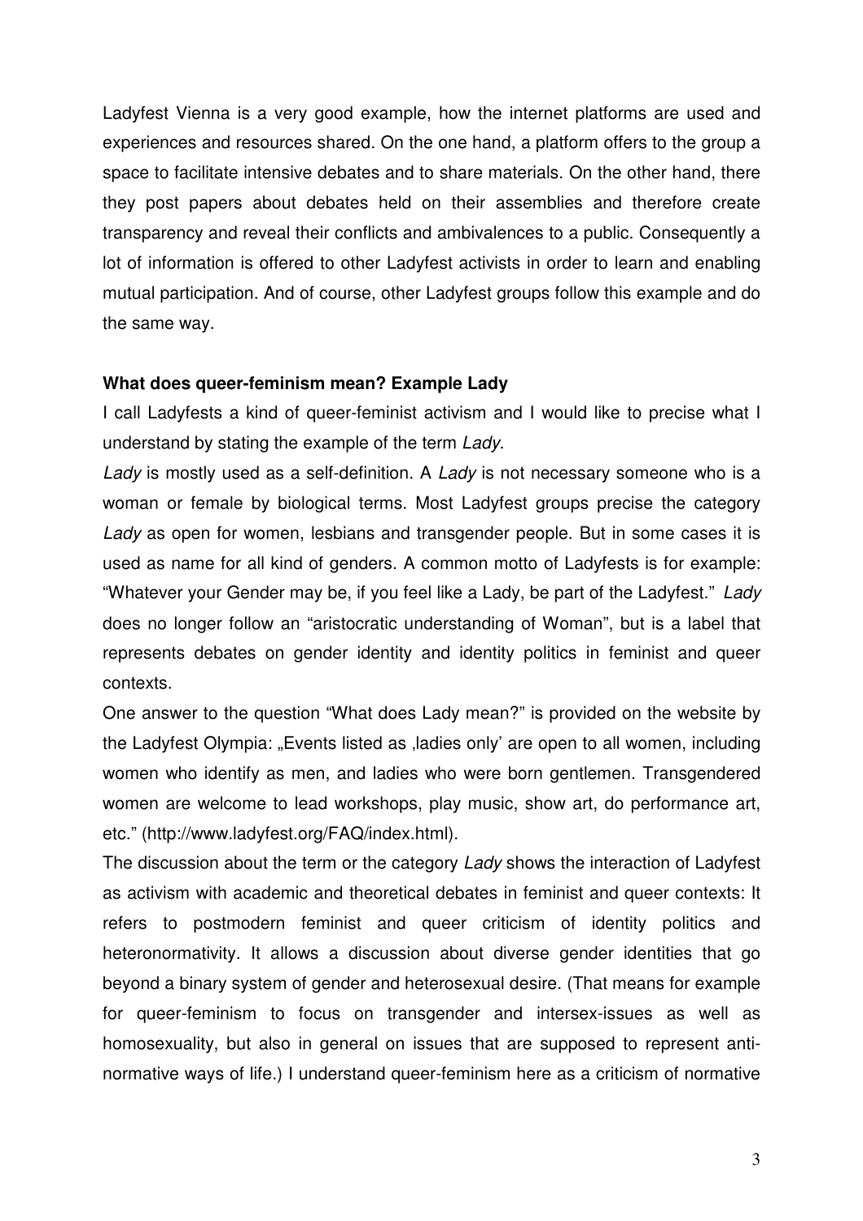Ladyfest Vienna is a very good example, how the internet platforms are used and experiences and resources shared. On the one hand, a platform offers to the group a space to facilitate intensive debates and to share materials. On the other hand, there they post papers about debates held on their assemblies and therefore create transparency and reveal their conflicts and ambivalences to a public. Consequently a lot of information is offered to other Ladyfest activists in order to learn and enabling mutual participation. And of course, other Ladyfest groups follow this example and do the same way.

**What does queer-feminism mean? Example Lady**

I call Ladyfests a kind of queer-feminist activism and I would like to precise what I understand by stating the example of the term *Lady*.

*Lady* is mostly used as a self-definition. A *Lady* is not necessary someone who is a woman or female by biological terms. Most Ladyfest groups precise the category *Lady* as open for women, lesbians and transgender people. But in some cases it is used as name for all kind of genders. A common motto of Ladyfests is for example: "Whatever your Gender may be, if you feel like a Lady, be part of the Ladyfest." *Lady* does no longer follow an "aristocratic understanding of Woman", but is a label that represents debates on gender identity and identity politics in feminist and queer contexts.

One answer to the question "What does Lady mean?" is provided on the website by the Ladyfest Olympia: „Events listed as ‚ladies only' are open to all women, including women who identify as men, and ladies who were born gentlemen. Transgendered women are welcome to lead workshops, play music, show art, do performance art, etc." (http://www.ladyfest.org/FAQ/index.html).

The discussion about the term or the category *Lady* shows the interaction of Ladyfest as activism with academic and theoretical debates in feminist and queer contexts: It refers to postmodern feminist and queer criticism of identity politics and heteronormativity. It allows a discussion about diverse gender identities that go beyond a binary system of gender and heterosexual desire. (That means for example for queer-feminism to focus on transgender and intersex-issues as well as homosexuality, but also in general on issues that are supposed to represent anti-normative ways of life.) I understand queer-feminism here as a criticism of normative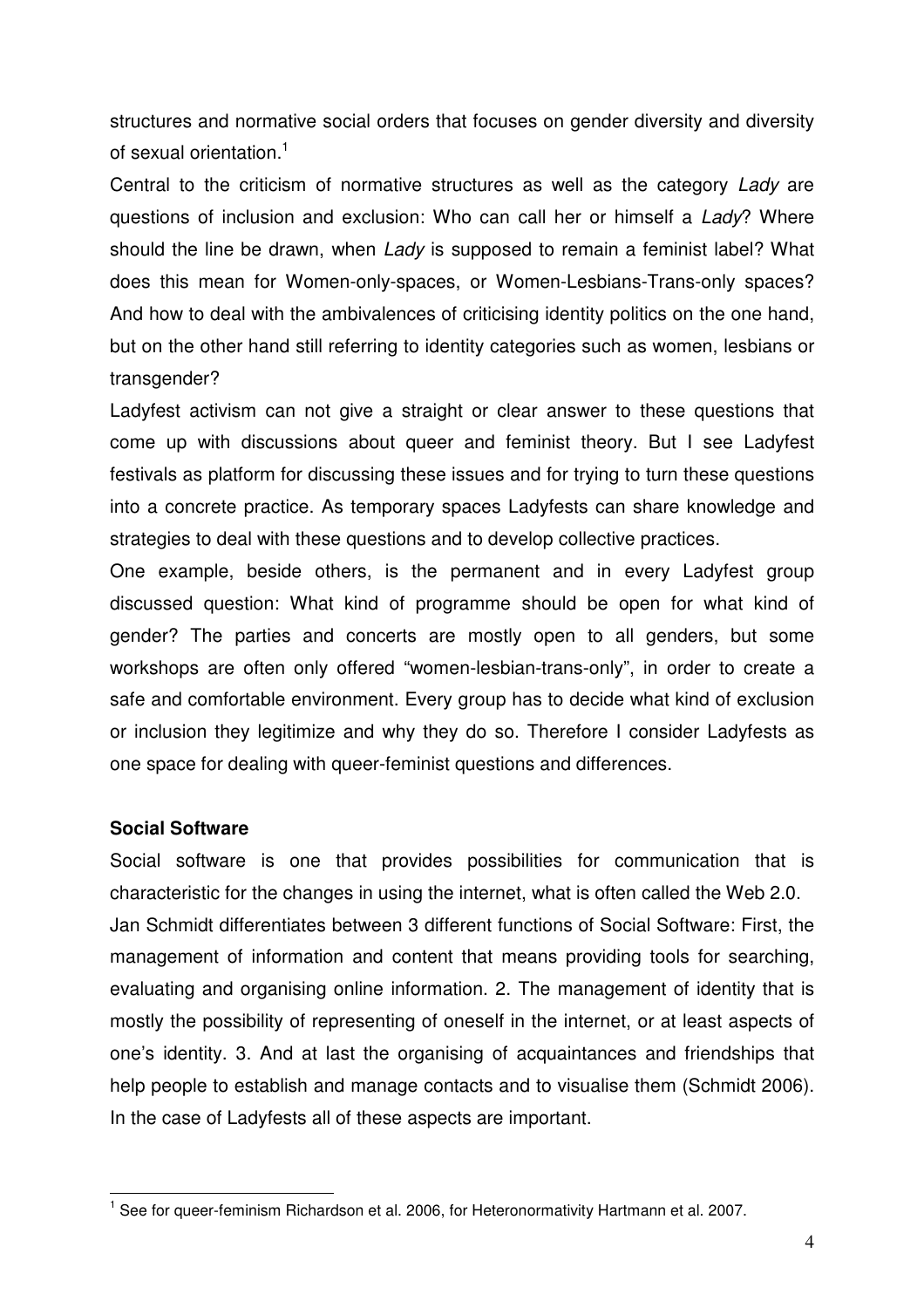structures and normative social orders that focuses on gender diversity and diversity of sexual orientation.[1]

Central to the criticism of normative structures as well as the category *Lady* are questions of inclusion and exclusion: Who can call her or himself a *Lady*? Where should the line be drawn, when *Lady* is supposed to remain a feminist label? What does this mean for Women-only-spaces, or Women-Lesbians-Trans-only spaces? And how to deal with the ambivalences of criticising identity politics on the one hand, but on the other hand still referring to identity categories such as women, lesbians or transgender?

Ladyfest activism can not give a straight or clear answer to these questions that come up with discussions about queer and feminist theory. But I see Ladyfest festivals as platform for discussing these issues and for trying to turn these questions into a concrete practice. As temporary spaces Ladyfests can share knowledge and strategies to deal with these questions and to develop collective practices.

One example, beside others, is the permanent and in every Ladyfest group discussed question: What kind of programme should be open for what kind of gender? The parties and concerts are mostly open to all genders, but some workshops are often only offered "women-lesbian-trans-only", in order to create a safe and comfortable environment. Every group has to decide what kind of exclusion or inclusion they legitimize and why they do so. Therefore I consider Ladyfests as one space for dealing with queer-feminist questions and differences.

**Social Software**

Social software is one that provides possibilities for communication that is characteristic for the changes in using the internet, what is often called the Web 2.0.

Jan Schmidt differentiates between 3 different functions of Social Software: First, the management of information and content that means providing tools for searching, evaluating and organising online information. 2. The management of identity that is mostly the possibility of representing of oneself in the internet, or at least aspects of one's identity. 3. And at last the organising of acquaintances and friendships that help people to establish and manage contacts and to visualise them (Schmidt 2006). In the case of Ladyfests all of these aspects are important.

[1] See for queer-feminism Richardson et al. 2006, for Heteronormativity Hartmann et al. 2007.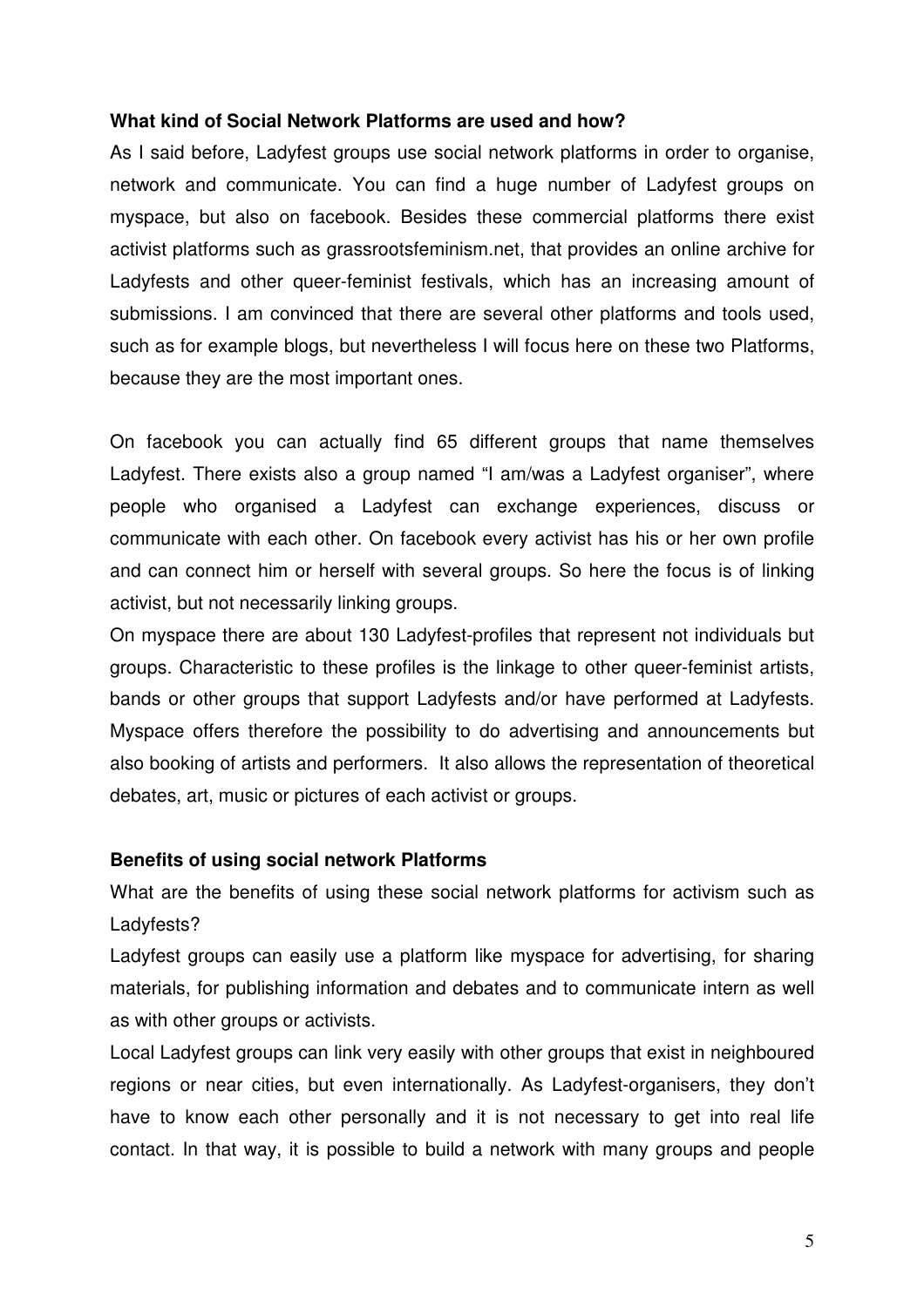**What kind of Social Network Platforms are used and how?**

As I said before, Ladyfest groups use social network platforms in order to organise, network and communicate. You can find a huge number of Ladyfest groups on myspace, but also on facebook. Besides these commercial platforms there exist activist platforms such as grassrootsfeminism.net, that provides an online archive for Ladyfests and other queer-feminist festivals, which has an increasing amount of submissions. I am convinced that there are several other platforms and tools used, such as for example blogs, but nevertheless I will focus here on these two Platforms, because they are the most important ones.

On facebook you can actually find 65 different groups that name themselves Ladyfest. There exists also a group named "I am/was a Ladyfest organiser", where people who organised a Ladyfest can exchange experiences, discuss or communicate with each other. On facebook every activist has his or her own profile and can connect him or herself with several groups. So here the focus is of linking activist, but not necessarily linking groups.

On myspace there are about 130 Ladyfest-profiles that represent not individuals but groups. Characteristic to these profiles is the linkage to other queer-feminist artists, bands or other groups that support Ladyfests and/or have performed at Ladyfests. Myspace offers therefore the possibility to do advertising and announcements but also booking of artists and performers. It also allows the representation of theoretical debates, art, music or pictures of each activist or groups.

**Benefits of using social network Platforms**

What are the benefits of using these social network platforms for activism such as Ladyfests?

Ladyfest groups can easily use a platform like myspace for advertising, for sharing materials, for publishing information and debates and to communicate intern as well as with other groups or activists.

Local Ladyfest groups can link very easily with other groups that exist in neighboured regions or near cities, but even internationally. As Ladyfest-organisers, they don't have to know each other personally and it is not necessary to get into real life contact. In that way, it is possible to build a network with many groups and people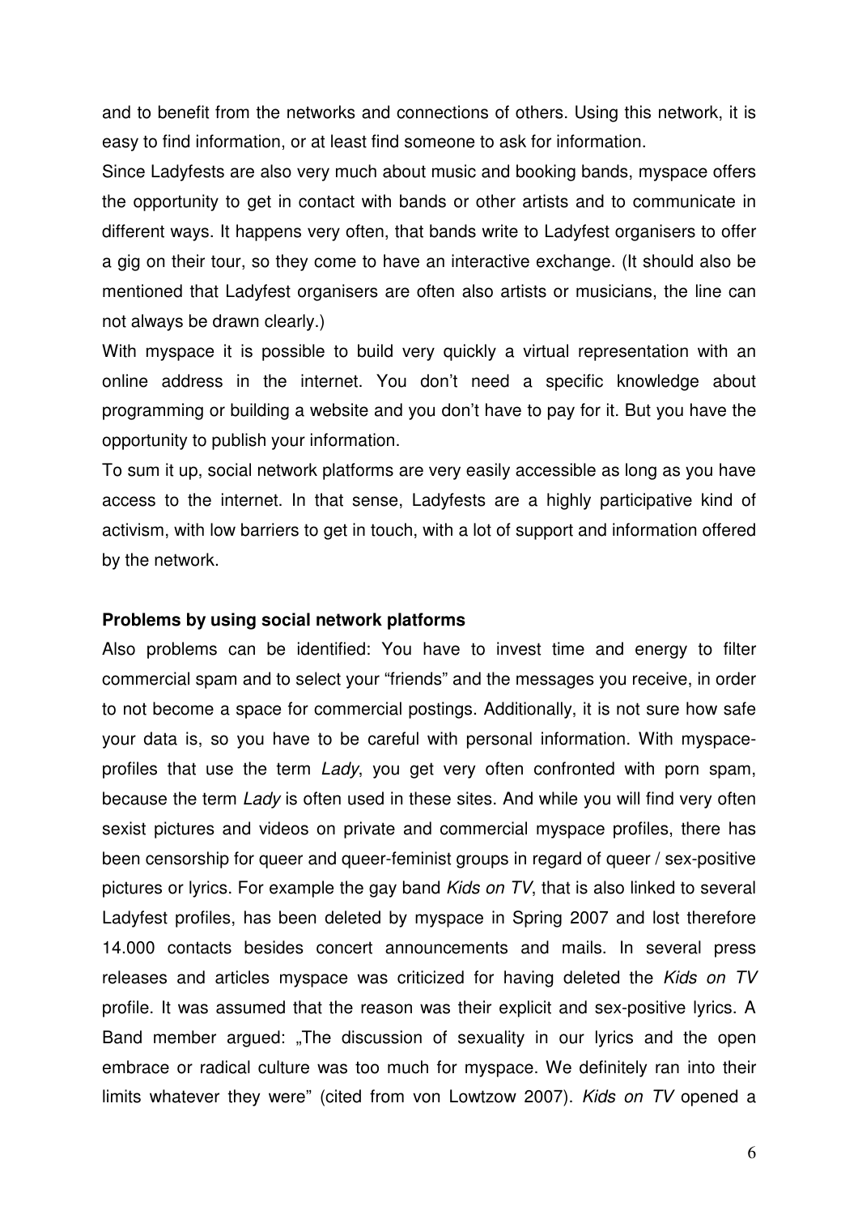and to benefit from the networks and connections of others. Using this network, it is easy to find information, or at least find someone to ask for information.

Since Ladyfests are also very much about music and booking bands, myspace offers the opportunity to get in contact with bands or other artists and to communicate in different ways. It happens very often, that bands write to Ladyfest organisers to offer a gig on their tour, so they come to have an interactive exchange. (It should also be mentioned that Ladyfest organisers are often also artists or musicians, the line can not always be drawn clearly.)

With myspace it is possible to build very quickly a virtual representation with an online address in the internet. You don't need a specific knowledge about programming or building a website and you don't have to pay for it. But you have the opportunity to publish your information.

To sum it up, social network platforms are very easily accessible as long as you have access to the internet. In that sense, Ladyfests are a highly participative kind of activism, with low barriers to get in touch, with a lot of support and information offered by the network.

**Problems by using social network platforms**

Also problems can be identified: You have to invest time and energy to filter commercial spam and to select your "friends" and the messages you receive, in order to not become a space for commercial postings. Additionally, it is not sure how safe your data is, so you have to be careful with personal information. With myspace-profiles that use the term *Lady*, you get very often confronted with porn spam, because the term *Lady* is often used in these sites. And while you will find very often sexist pictures and videos on private and commercial myspace profiles, there has been censorship for queer and queer-feminist groups in regard of queer / sex-positive pictures or lyrics. For example the gay band *Kids on TV*, that is also linked to several Ladyfest profiles, has been deleted by myspace in Spring 2007 and lost therefore 14.000 contacts besides concert announcements and mails. In several press releases and articles myspace was criticized for having deleted the *Kids on TV* profile. It was assumed that the reason was their explicit and sex-positive lyrics. A Band member argued: „The discussion of sexuality in our lyrics and the open embrace or radical culture was too much for myspace. We definitely ran into their limits whatever they were" (cited from von Lowtzow 2007). *Kids on TV* opened a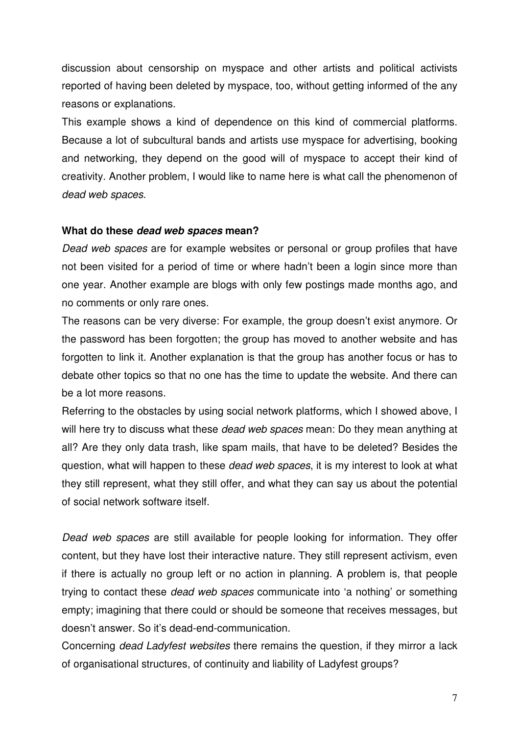discussion about censorship on myspace and other artists and political activists reported of having been deleted by myspace, too, without getting informed of the any reasons or explanations.

This example shows a kind of dependence on this kind of commercial platforms. Because a lot of subcultural bands and artists use myspace for advertising, booking and networking, they depend on the good will of myspace to accept their kind of creativity. Another problem, I would like to name here is what call the phenomenon of *dead web spaces*.

**What do these *dead web spaces* mean?**

*Dead web spaces* are for example websites or personal or group profiles that have not been visited for a period of time or where hadn't been a login since more than one year. Another example are blogs with only few postings made months ago, and no comments or only rare ones.

The reasons can be very diverse: For example, the group doesn't exist anymore. Or the password has been forgotten; the group has moved to another website and has forgotten to link it. Another explanation is that the group has another focus or has to debate other topics so that no one has the time to update the website. And there can be a lot more reasons.

Referring to the obstacles by using social network platforms, which I showed above, I will here try to discuss what these *dead web spaces* mean: Do they mean anything at all? Are they only data trash, like spam mails, that have to be deleted? Besides the question, what will happen to these *dead web spaces*, it is my interest to look at what they still represent, what they still offer, and what they can say us about the potential of social network software itself.

*Dead web spaces* are still available for people looking for information. They offer content, but they have lost their interactive nature. They still represent activism, even if there is actually no group left or no action in planning. A problem is, that people trying to contact these *dead web spaces* communicate into 'a nothing' or something empty; imagining that there could or should be someone that receives messages, but doesn't answer. So it's dead-end-communication.

Concerning *dead Ladyfest websites* there remains the question, if they mirror a lack of organisational structures, of continuity and liability of Ladyfest groups?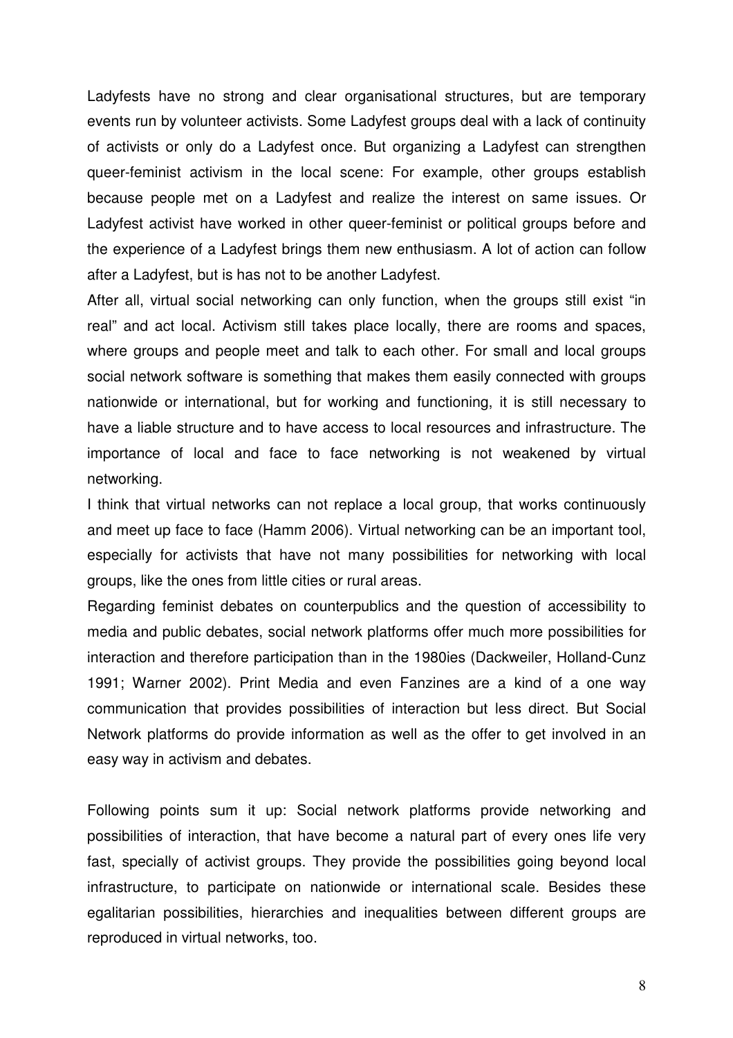Ladyfests have no strong and clear organisational structures, but are temporary events run by volunteer activists. Some Ladyfest groups deal with a lack of continuity of activists or only do a Ladyfest once. But organizing a Ladyfest can strengthen queer-feminist activism in the local scene: For example, other groups establish because people met on a Ladyfest and realize the interest on same issues. Or Ladyfest activist have worked in other queer-feminist or political groups before and the experience of a Ladyfest brings them new enthusiasm. A lot of action can follow after a Ladyfest, but is has not to be another Ladyfest.

After all, virtual social networking can only function, when the groups still exist "in real" and act local. Activism still takes place locally, there are rooms and spaces, where groups and people meet and talk to each other. For small and local groups social network software is something that makes them easily connected with groups nationwide or international, but for working and functioning, it is still necessary to have a liable structure and to have access to local resources and infrastructure. The importance of local and face to face networking is not weakened by virtual networking.

I think that virtual networks can not replace a local group, that works continuously and meet up face to face (Hamm 2006). Virtual networking can be an important tool, especially for activists that have not many possibilities for networking with local groups, like the ones from little cities or rural areas.

Regarding feminist debates on counterpublics and the question of accessibility to media and public debates, social network platforms offer much more possibilities for interaction and therefore participation than in the 1980ies (Dackweiler, Holland-Cunz 1991; Warner 2002). Print Media and even Fanzines are a kind of a one way communication that provides possibilities of interaction but less direct. But Social Network platforms do provide information as well as the offer to get involved in an easy way in activism and debates.

Following points sum it up: Social network platforms provide networking and possibilities of interaction, that have become a natural part of every ones life very fast, specially of activist groups. They provide the possibilities going beyond local infrastructure, to participate on nationwide or international scale. Besides these egalitarian possibilities, hierarchies and inequalities between different groups are reproduced in virtual networks, too.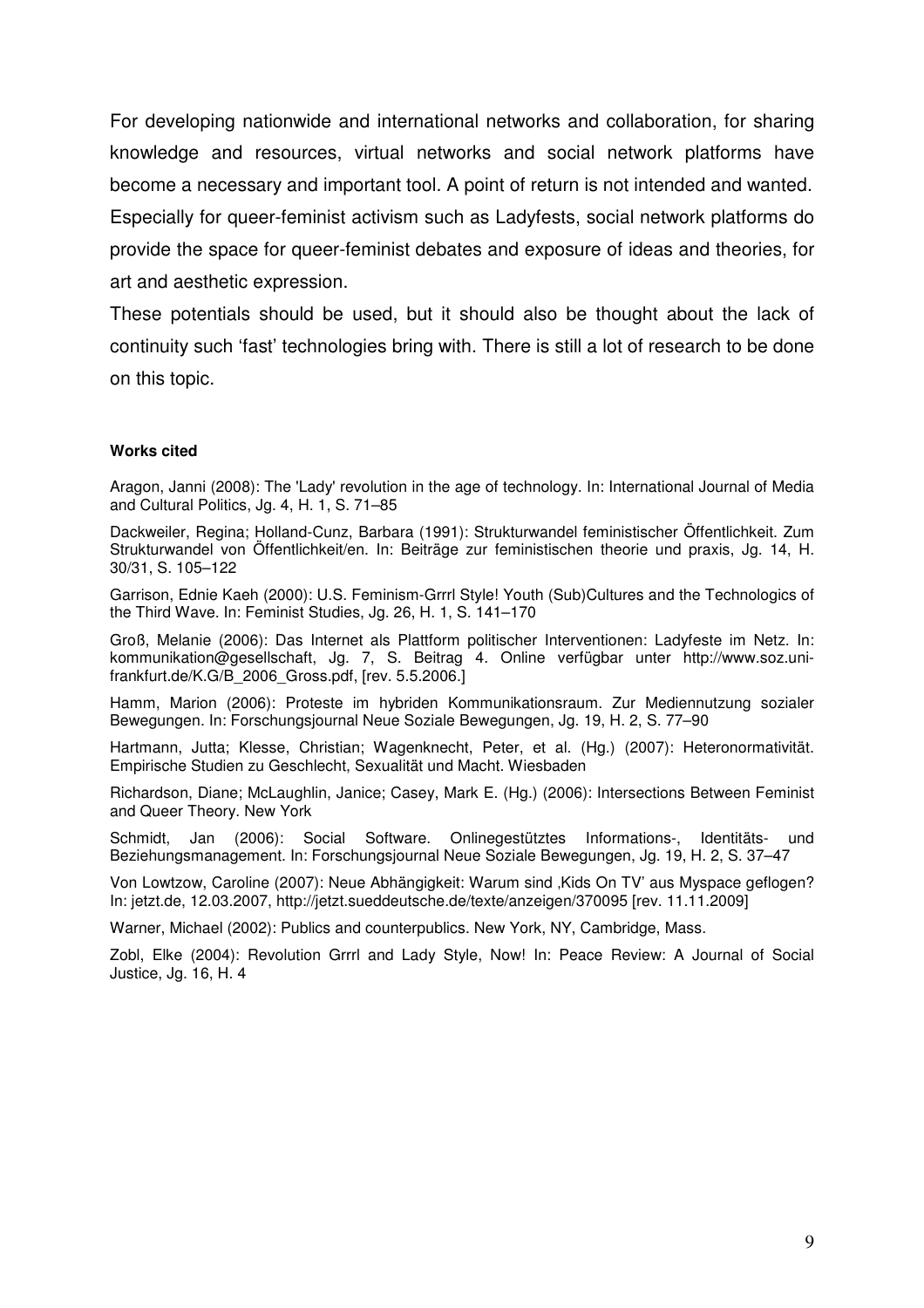For developing nationwide and international networks and collaboration, for sharing knowledge and resources, virtual networks and social network platforms have become a necessary and important tool. A point of return is not intended and wanted. Especially for queer-feminist activism such as Ladyfests, social network platforms do provide the space for queer-feminist debates and exposure of ideas and theories, for art and aesthetic expression.

These potentials should be used, but it should also be thought about the lack of continuity such 'fast' technologies bring with. There is still a lot of research to be done on this topic.

**Works cited**

Aragon, Janni (2008): The 'Lady' revolution in the age of technology. In: International Journal of Media and Cultural Politics, Jg. 4, H. 1, S. 71–85

Dackweiler, Regina; Holland-Cunz, Barbara (1991): Strukturwandel feministischer Öffentlichkeit. Zum Strukturwandel von Öffentlichkeit/en. In: Beiträge zur feministischen theorie und praxis, Jg. 14, H. 30/31, S. 105–122

Garrison, Ednie Kaeh (2000): U.S. Feminism-Grrrl Style! Youth (Sub)Cultures and the Technologics of the Third Wave. In: Feminist Studies, Jg. 26, H. 1, S. 141–170

Groß, Melanie (2006): Das Internet als Plattform politischer Interventionen: Ladyfeste im Netz. In: kommunikation@gesellschaft, Jg. 7, S. Beitrag 4. Online verfügbar unter http://www.soz.uni-frankfurt.de/K.G/B_2006_Gross.pdf, [rev. 5.5.2006.]

Hamm, Marion (2006): Proteste im hybriden Kommunikationsraum. Zur Mediennutzung sozialer Bewegungen. In: Forschungsjournal Neue Soziale Bewegungen, Jg. 19, H. 2, S. 77–90

Hartmann, Jutta; Klesse, Christian; Wagenknecht, Peter, et al. (Hg.) (2007): Heteronormativität. Empirische Studien zu Geschlecht, Sexualität und Macht. Wiesbaden

Richardson, Diane; McLaughlin, Janice; Casey, Mark E. (Hg.) (2006): Intersections Between Feminist and Queer Theory. New York

Schmidt, Jan (2006): Social Software. Onlinegestütztes Informations-, Identitäts- und Beziehungsmanagement. In: Forschungsjournal Neue Soziale Bewegungen, Jg. 19, H. 2, S. 37–47

Von Lowtzow, Caroline (2007): Neue Abhängigkeit: Warum sind ‚Kids On TV' aus Myspace geflogen? In: jetzt.de, 12.03.2007, http://jetzt.sueddeutsche.de/texte/anzeigen/370095 [rev. 11.11.2009]

Warner, Michael (2002): Publics and counterpublics. New York, NY, Cambridge, Mass.

Zobl, Elke (2004): Revolution Grrrl and Lady Style, Now! In: Peace Review: A Journal of Social Justice, Jg. 16, H. 4